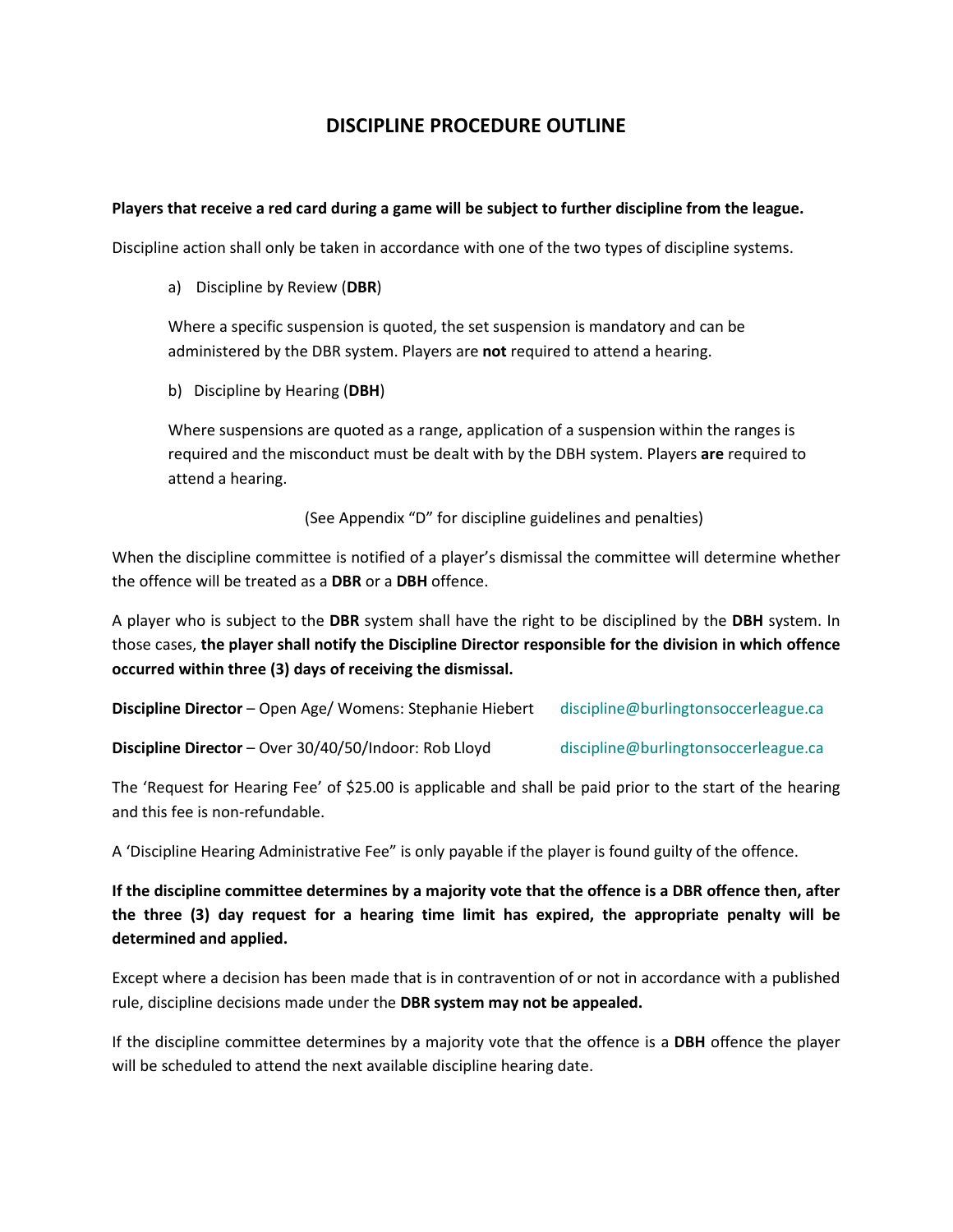# DISCIPLINE PROCEDURE OUTLINE

**Players that receive a red card during a game will be subject to further discipline from the league.**

Discipline action shall only be taken in accordance with one of the two types of discipline systems.

a) Discipline by Review (**DBR**)

Where a specific suspension is quoted, the set suspension is mandatory and can be administered by the DBR system. Players are **not** required to attend a hearing.

b) Discipline by Hearing (**DBH**)

Where suspensions are quoted as a range, application of a suspension within the ranges is required and the misconduct must be dealt with by the DBH system. Players **are** required to attend a hearing.

(See Appendix "D" for discipline guidelines and penalties)

When the discipline committee is notified of a player's dismissal the committee will determine whether the offence will be treated as a **DBR** or a **DBH** offence.

A player who is subject to the **DBR** system shall have the right to be disciplined by the **DBH** system. In those cases, **the player shall notify the Discipline Director responsible for the division in which offence occurred within three (3) days of receiving the dismissal.**

**Discipline Director** – Open Age/ Womens: Stephanie Hiebert discipline@burlingtonsoccerleague.ca

**Discipline Director** – Over 30/40/50/Indoor: Rob Lloyd discipline@burlingtonsoccerleague.ca

The 'Request for Hearing Fee' of $25.00 is applicable and shall be paid prior to the start of the hearing and this fee is non-refundable.

A 'Discipline Hearing Administrative Fee" is only payable if the player is found guilty of the offence.

**If the discipline committee determines by a majority vote that the offence is a DBR offence then, after the three (3) day request for a hearing time limit has expired, the appropriate penalty will be determined and applied.**

Except where a decision has been made that is in contravention of or not in accordance with a published rule, discipline decisions made under the **DBR system may not be appealed.**

If the discipline committee determines by a majority vote that the offence is a **DBH** offence the player will be scheduled to attend the next available discipline hearing date.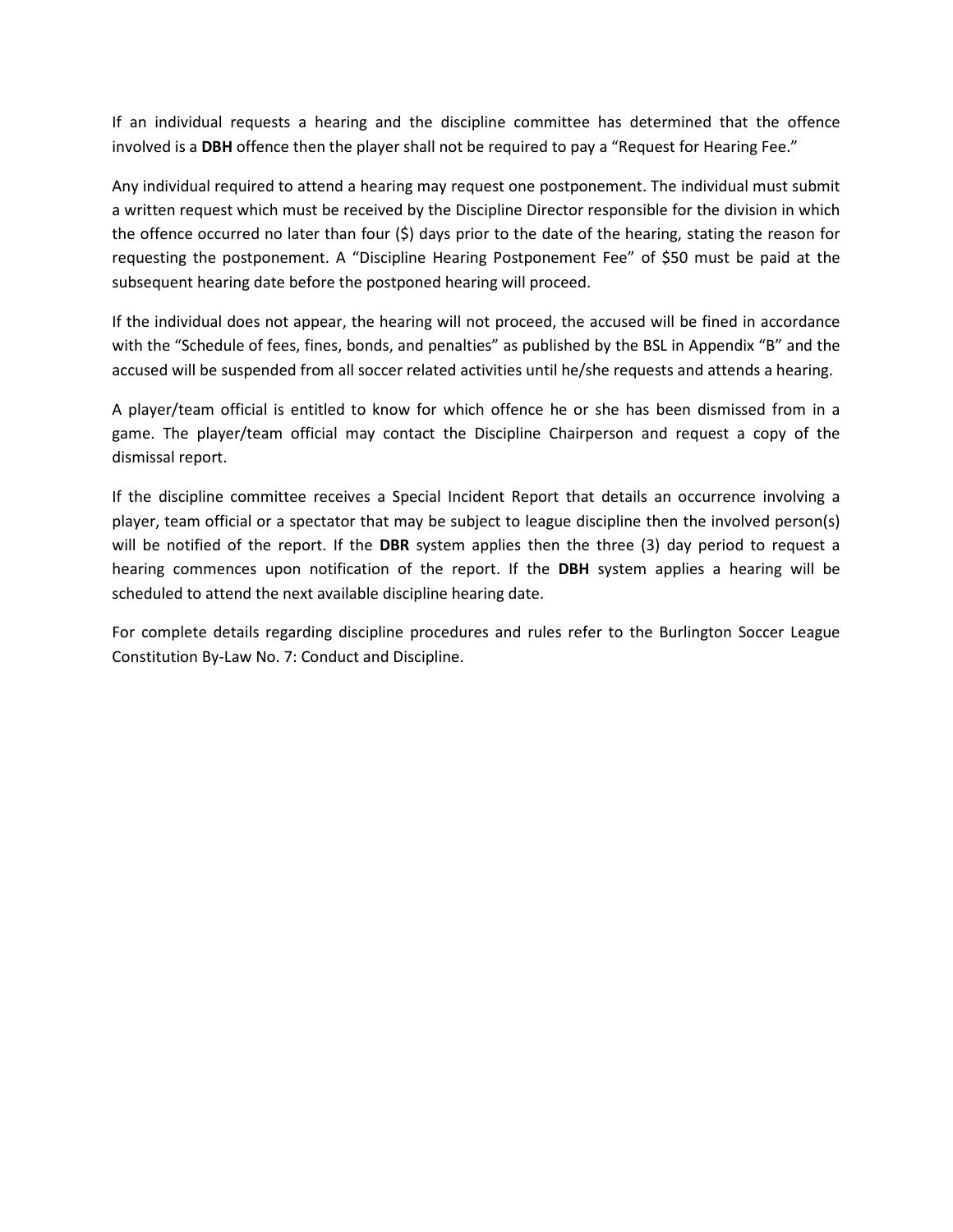If an individual requests a hearing and the discipline committee has determined that the offence involved is a **DBH** offence then the player shall not be required to pay a "Request for Hearing Fee."

Any individual required to attend a hearing may request one postponement. The individual must submit a written request which must be received by the Discipline Director responsible for the division in which the offence occurred no later than four ($) days prior to the date of the hearing, stating the reason for requesting the postponement. A "Discipline Hearing Postponement Fee" of $50 must be paid at the subsequent hearing date before the postponed hearing will proceed.

If the individual does not appear, the hearing will not proceed, the accused will be fined in accordance with the "Schedule of fees, fines, bonds, and penalties" as published by the BSL in Appendix "B" and the accused will be suspended from all soccer related activities until he/she requests and attends a hearing.

A player/team official is entitled to know for which offence he or she has been dismissed from in a game. The player/team official may contact the Discipline Chairperson and request a copy of the dismissal report.

If the discipline committee receives a Special Incident Report that details an occurrence involving a player, team official or a spectator that may be subject to league discipline then the involved person(s) will be notified of the report. If the **DBR** system applies then the three (3) day period to request a hearing commences upon notification of the report. If the **DBH** system applies a hearing will be scheduled to attend the next available discipline hearing date.

For complete details regarding discipline procedures and rules refer to the Burlington Soccer League Constitution By-Law No. 7: Conduct and Discipline.